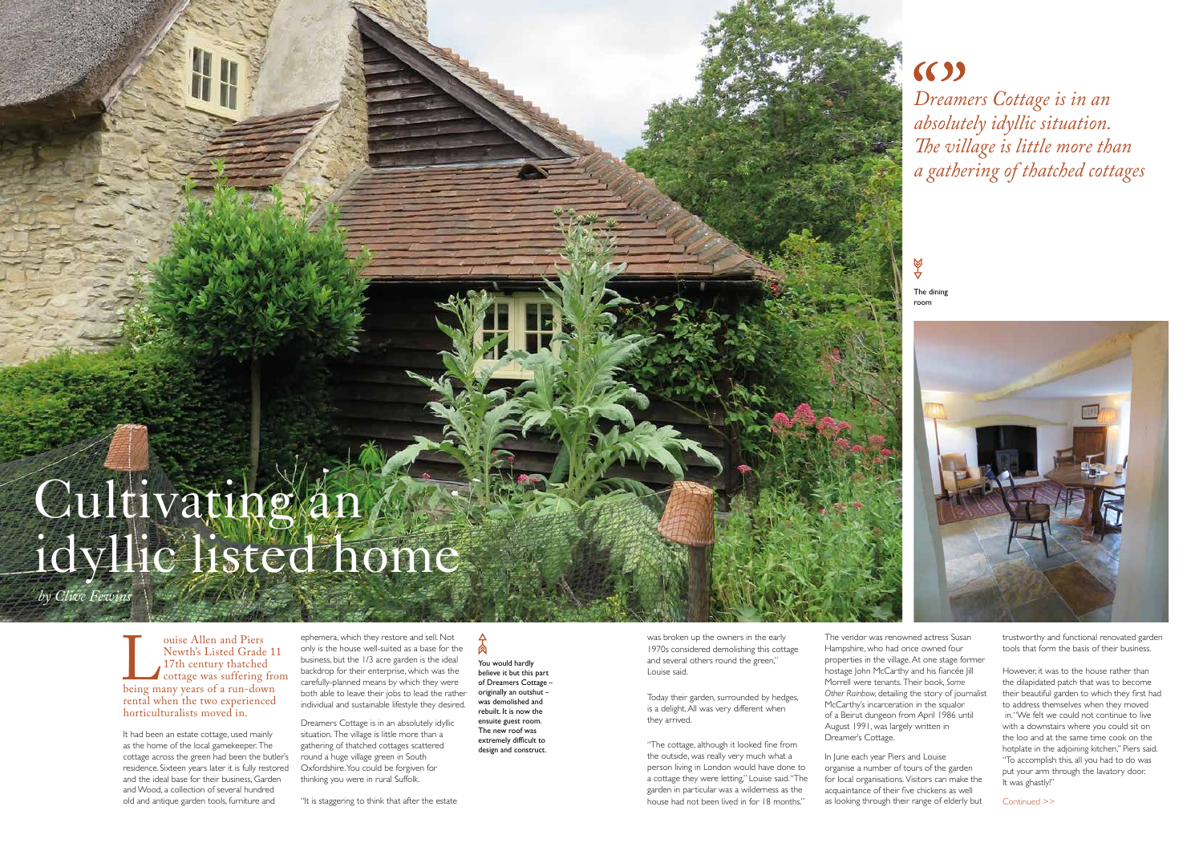# Cultivating an idyllic listed home

*by Clive Fewins*

Louise Allen and Piers Newth's Listed Grade 11 17th century thatched cottage was suffering from being many years of a run-down rental when the two experienced horticulturalists moved in.

It had been an estate cottage, used mainly as the home of the local gamekeeper. The cottage across the green had been the butler's residence. Sixteen years later it is fully restored and the ideal base for their business, Garden and Wood, a collection of several hundred old and antique garden tools, furniture and ephemera, which they restore and sell. Not only is the house well-suited as a base for the business, but the 1/3 acre garden is the ideal backdrop for their enterprise, which was the carefully-planned means by which they were both able to leave their jobs to lead the rather individual and sustainable lifestyle they desired.

Dreamers Cottage is in an absolutely idyllic situation. The village is little more than a gathering of thatched cottages scattered round a huge village green in South Oxfordshire. You could be forgiven for thinking you were in rural Suffolk.

"It is staggering to think that after the estate was broken up the owners in the early 1970s considered demolishing this cottage and several others round the green," Louise said.

**You would hardly believe it but this part of Dreamers Cottage – originally an outshut – was demolished and rebuilt. It is now the ensuite guest room. The new roof was extremely difficult to design and construct.**

Today their garden, surrounded by hedges, is a delight. All was very different when they arrived.

"The cottage, although it looked fine from the outside, was really very much what a person living in London would have done to a cottage they were letting," Louise said. "The garden in particular was a wilderness as the house had not been lived in for 18 months."

> *Dreamers Cottage is in an absolutely idyllic situation. The village is little more than a gathering of thatched cottages*

**The dining room**

The vendor was renowned actress Susan Hampshire, who had once owned four properties in the village. At one stage former hostage John McCarthy and his fiancée Jill Morrell were tenants. Their book, *Some Other Rainbow*, detailing the story of journalist McCarthy's incarceration in the squalor of a Beirut dungeon from April 1986 until August 1991, was largely written in Dreamer's Cottage.

In June each year Piers and Louise organise a number of tours of the garden for local organisations. Visitors can make the acquaintance of their five chickens as well as looking through their range of elderly but trustworthy and functional renovated garden tools that form the basis of their business.

However, it was to the house rather than their beautiful garden to which they first had to address themselves when they moved in. "We felt we could not continue to live with a downstairs where you could sit on the loo and at the same time cook on the hotplate in the adjoining kitchen," Piers said. "To accomplish this, all you had to do was put your arm through the lavatory door. It was ghastly!"

Continued >>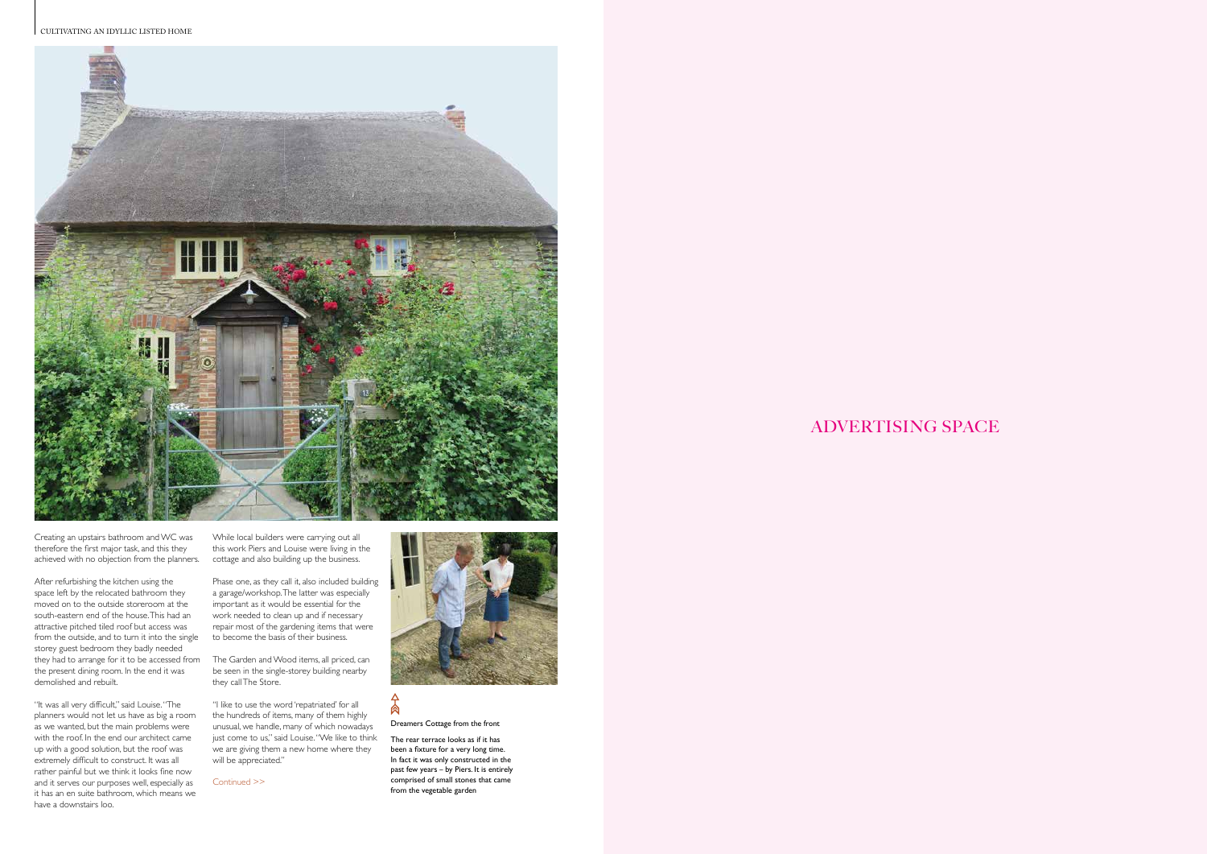Creating an upstairs bathroom and WC was therefore the first major task, and this they achieved with no objection from the planners.

After refurbishing the kitchen using the space left by the relocated bathroom they moved on to the outside storeroom at the south-eastern end of the house. This had an attractive pitched tiled roof but access was from the outside, and to turn it into the single storey guest bedroom they badly needed they had to arrange for it to be accessed from the present dining room. In the end it was demolished and rebuilt.

"It was all very difficult," said Louise. "The planners would not let us have as big a room as we wanted, but the main problems were with the roof. In the end our architect came up with a good solution, but the roof was extremely difficult to construct. It was all rather painful but we think it looks fine now and it serves our purposes well, especially as it has an en suite bathroom, which means we have a downstairs loo.

While local builders were carrying out all this work Piers and Louise were living in the cottage and also building up the business.

Phase one, as they call it, also included building a garage/workshop. The latter was especially important as it would be essential for the work needed to clean up and if necessary repair most of the gardening items that were to become the basis of their business.

The Garden and Wood items, all priced, can be seen in the single-storey building nearby they call The Store.

"I like to use the word 'repatriated' for all the hundreds of items, many of them highly unusual, we handle, many of which nowadays just come to us," said Louise. "We like to think we are giving them a new home where they will be appreciated."

Continued >>

Dreamers Cottage from the front

The rear terrace looks as if it has been a fixture for a very long time. In fact it was only constructed in the past few years – by Piers. It is entirely comprised of small stones that came from the vegetable garden

ADVERTISING SPACE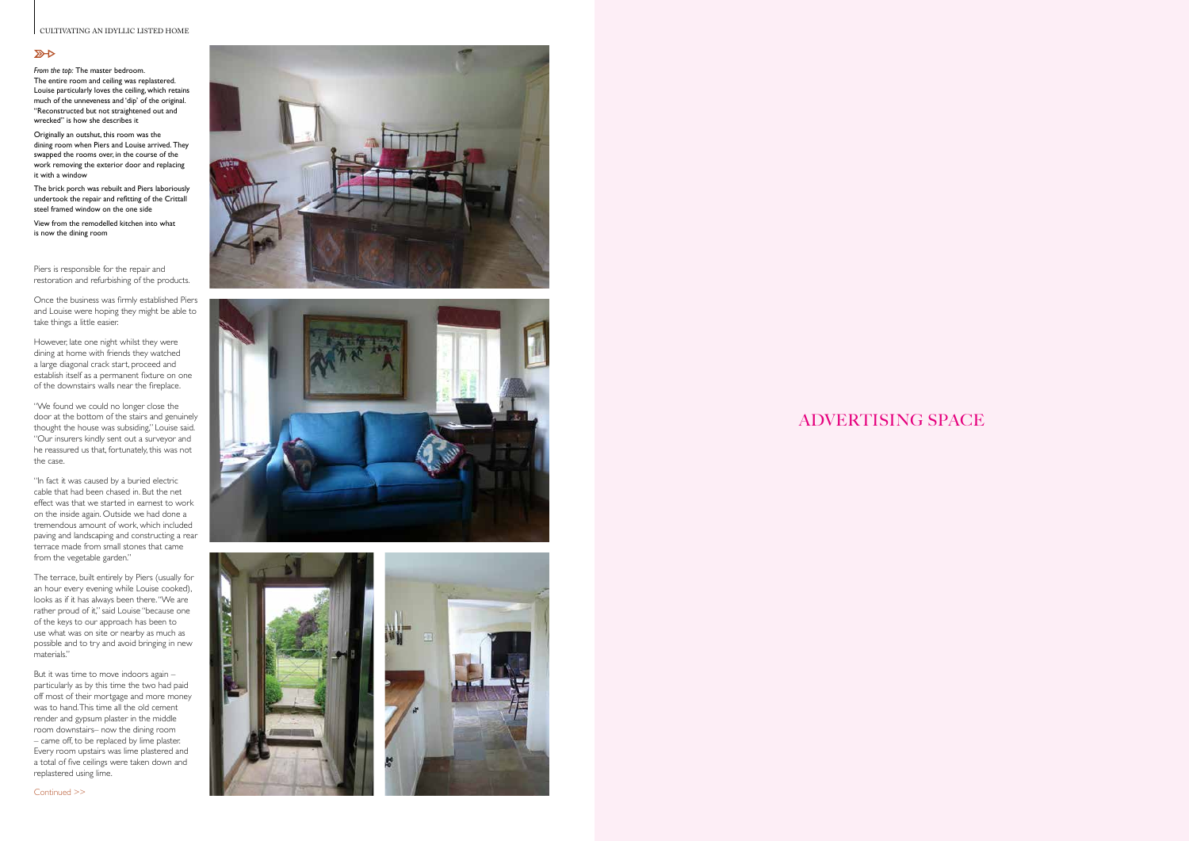*From the top:* The master bedroom. The entire room and ceiling was replastered. Louise particularly loves the ceiling, which retains much of the unneveness and 'dip' of the original. "Reconstructed but not straightened out and wrecked" is how she describes it

Originally an outshut, this room was the dining room when Piers and Louise arrived. They swapped the rooms over, in the course of the work removing the exterior door and replacing it with a window

The brick porch was rebuilt and Piers laboriously undertook the repair and refitting of the Crittall steel framed window on the one side

View from the remodelled kitchen into what is now the dining room

Piers is responsible for the repair and restoration and refurbishing of the products.

Once the business was firmly established Piers and Louise were hoping they might be able to take things a little easier.

However, late one night whilst they were dining at home with friends they watched a large diagonal crack start, proceed and establish itself as a permanent fixture on one of the downstairs walls near the fireplace.

"We found we could no longer close the door at the bottom of the stairs and genuinely thought the house was subsiding," Louise said. "Our insurers kindly sent out a surveyor and he reassured us that, fortunately, this was not the case.

"In fact it was caused by a buried electric cable that had been chased in. But the net effect was that we started in earnest to work on the inside again. Outside we had done a tremendous amount of work, which included paving and landscaping and constructing a rear terrace made from small stones that came from the vegetable garden."

The terrace, built entirely by Piers (usually for an hour every evening while Louise cooked), looks as if it has always been there. "We are rather proud of it," said Louise "because one of the keys to our approach has been to use what was on site or nearby as much as possible and to try and avoid bringing in new materials."

But it was time to move indoors again – particularly as by this time the two had paid off most of their mortgage and more money was to hand. This time all the old cement render and gypsum plaster in the middle room downstairs– now the dining room – came off, to be replaced by lime plaster. Every room upstairs was lime plastered and a total of five ceilings were taken down and replastered using lime.

Continued >>

ADVERTISING SPACE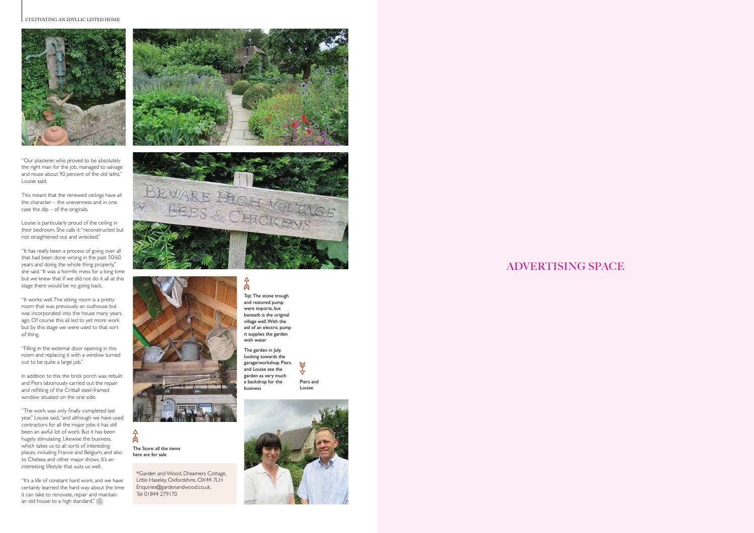"Our plasterer, who proved to be absolutely the right man for the job, managed to salvage and reuse about 90 percent of the old laths," Louise said.

This meant that the renewed ceilings have all the character – the unevenness and in one case the dip – of the originals.

Louise is particularly proud of the ceiling in their bedroom. She calls it: "reconstructed but not straightened out and wrecked."

"It has really been a process of going over all that had been done wrong in the past 50/60 years and doing the whole thing properly," she said. "It was a horrific mess for a long time but we knew that if we did not do it all at this stage there would be no going back.

"It works well. The sitting room is a pretty room that was previously an outhouse but was incorporated into the house many years ago. Of course this all led to yet more work but by this stage we were used to that sort of thing.

"Filling in the external door opening in this room and replacing it with a window turned out to be quite a large job."

In addition to this the brick porch was rebuilt and Piers laboriously carried out the repair and refitting of the Crittall steel-framed window situated on the one side.

"The work was only finally completed last year," Louise said, "and although we have used contractors for all the major jobs it has still been an awful lot of work. But it has been hugely stimulating. Likewise the business, which takes us to all sorts of interesting places, including France and Belgium, and also to Chelsea and other major shows. It's an interesting lifestyle that suits us well.

"It's a life of constant hard work, and we have certainly learned the hard way about the time it can take to renovate, repair and maintain an old house to a high standard."

*Top:* The stone trough and restored pump were imports, but beneath is the original village well. With the aid of an electric pump it supplies the garden with water

The garden in July, looking towards the garage/workshop. Piers and Louise see the garden as very much a backdrop for the business

Piers and Louise

The Store: all the items here are for sale

*Garden and Wood, Dreamers Cottage, Little Haseley, Oxfordshire, OX44 7LH
Enquiries@gardenandwood.co.uk.
Tel 01844 279170

ADVERTISING SPACE